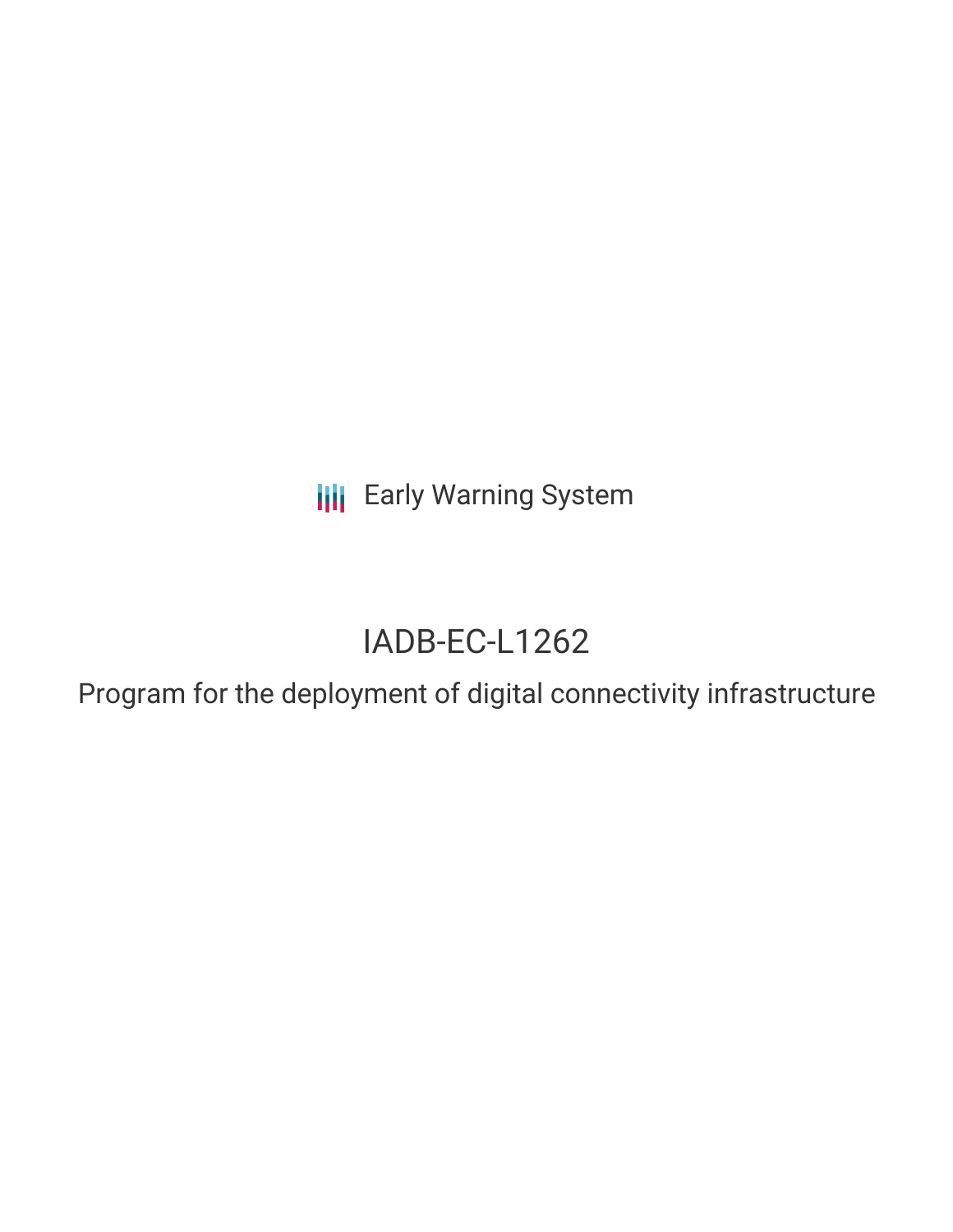Early Warning System

# IADB-EC-L1262

## Program for the deployment of digital connectivity infrastructure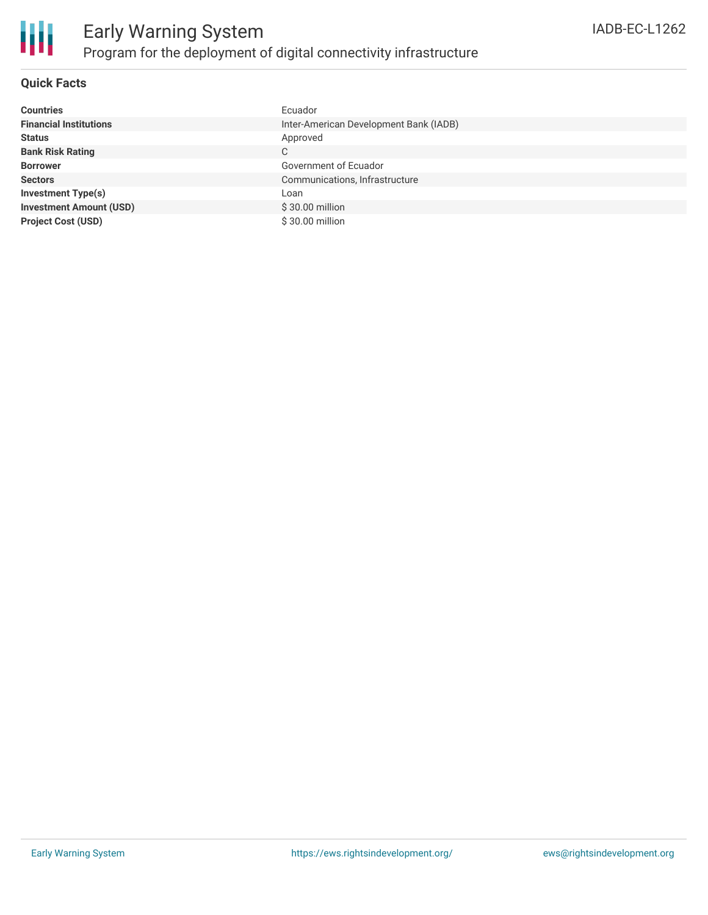## Quick Facts

| | |
|---|---|
| **Countries** | Ecuador |
| **Financial Institutions** | Inter-American Development Bank (IADB) |
| **Status** | Approved |
| **Bank Risk Rating** | C |
| **Borrower** | Government of Ecuador |
| **Sectors** | Communications, Infrastructure |
| **Investment Type(s)** | Loan |
| **Investment Amount (USD)** | $ 30.00 million |
| **Project Cost (USD)** | $ 30.00 million |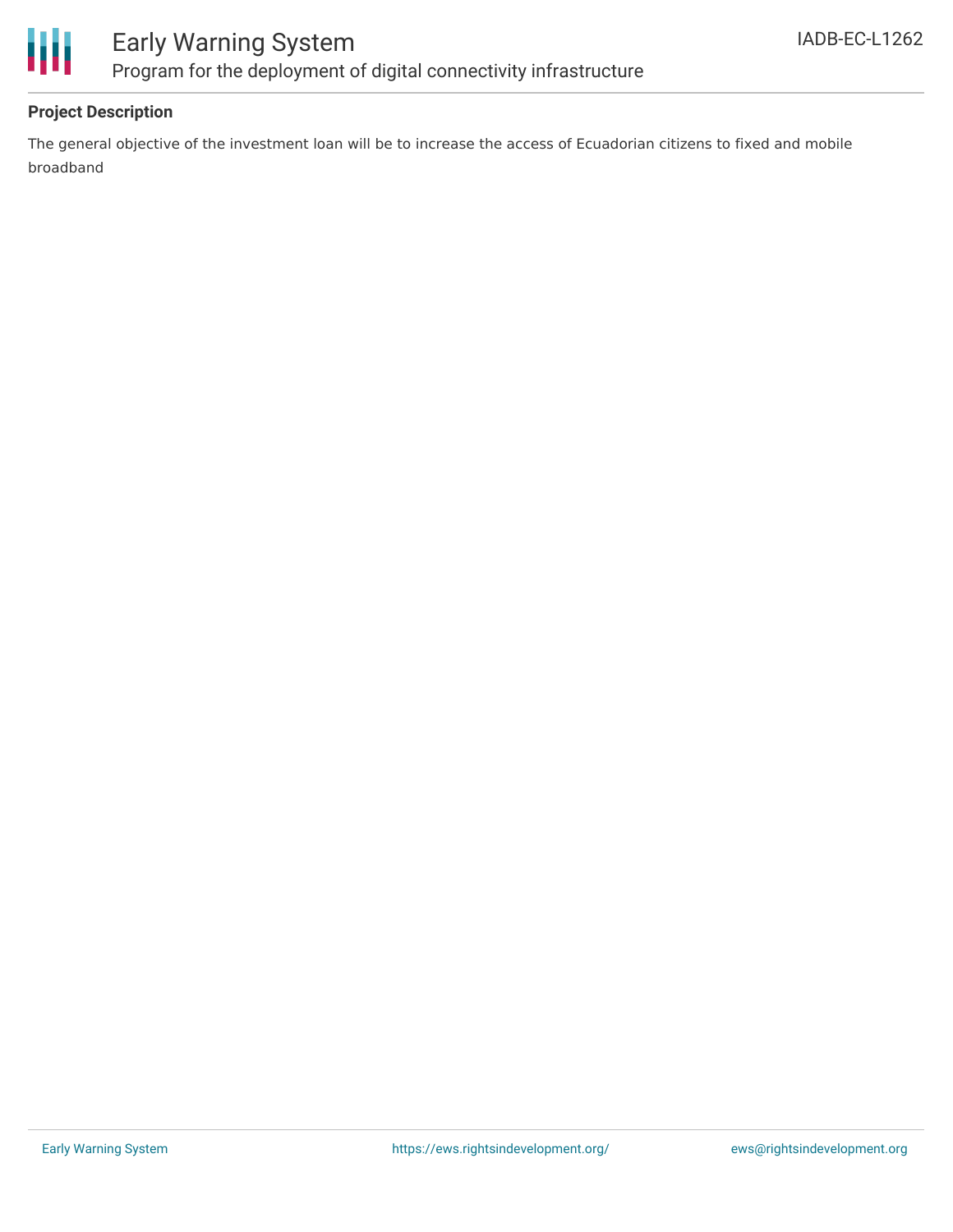**Project Description**

The general objective of the investment loan will be to increase the access of Ecuadorian citizens to fixed and mobile broadband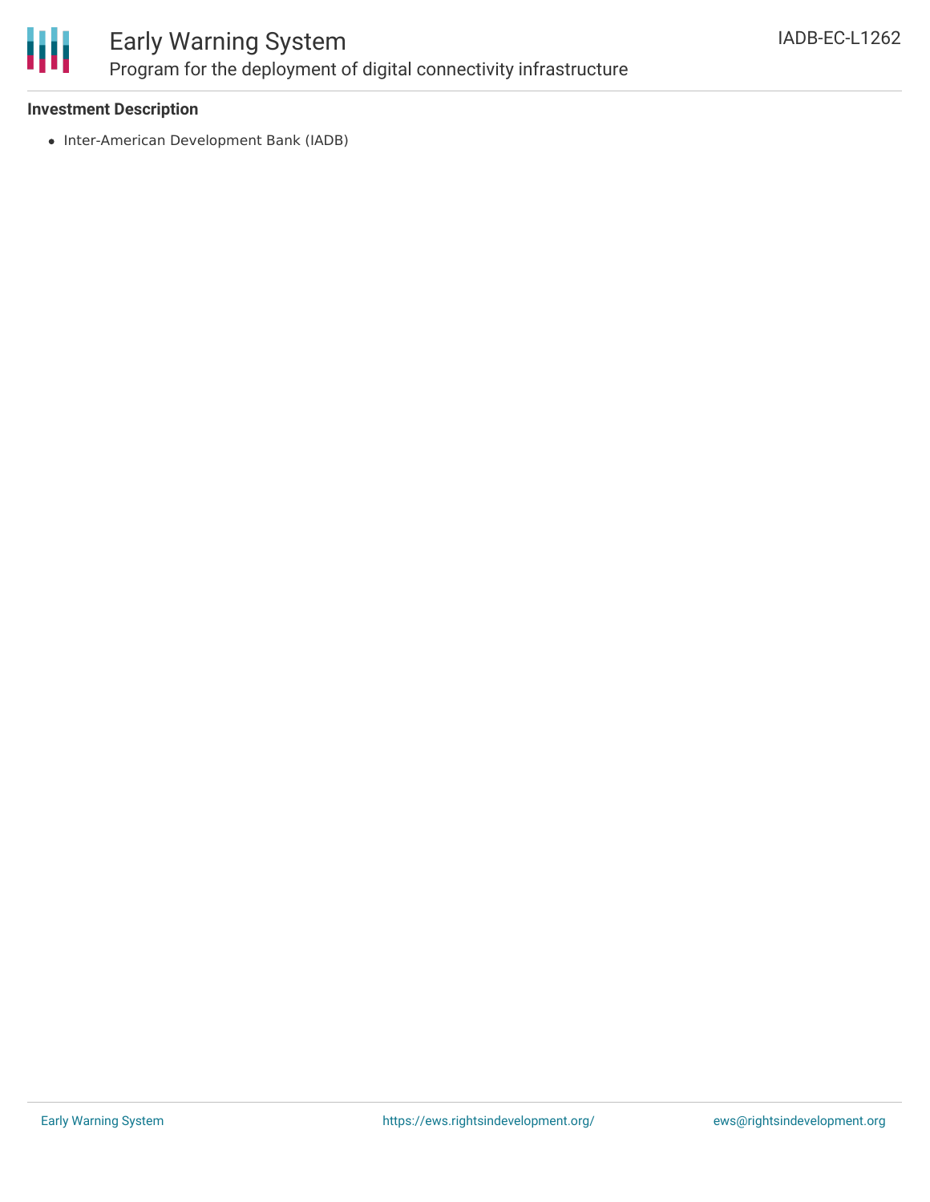**Investment Description**

- Inter-American Development Bank (IADB)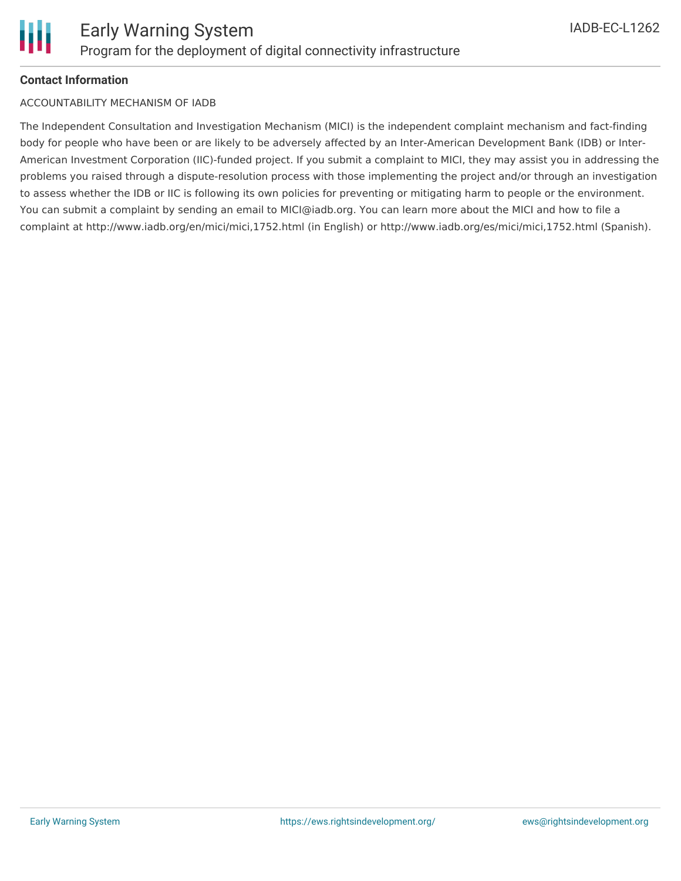**Contact Information**

ACCOUNTABILITY MECHANISM OF IADB

The Independent Consultation and Investigation Mechanism (MICI) is the independent complaint mechanism and fact-finding body for people who have been or are likely to be adversely affected by an Inter-American Development Bank (IDB) or Inter-American Investment Corporation (IIC)-funded project. If you submit a complaint to MICI, they may assist you in addressing the problems you raised through a dispute-resolution process with those implementing the project and/or through an investigation to assess whether the IDB or IIC is following its own policies for preventing or mitigating harm to people or the environment. You can submit a complaint by sending an email to MICI@iadb.org. You can learn more about the MICI and how to file a complaint at http://www.iadb.org/en/mici/mici,1752.html (in English) or http://www.iadb.org/es/mici/mici,1752.html (Spanish).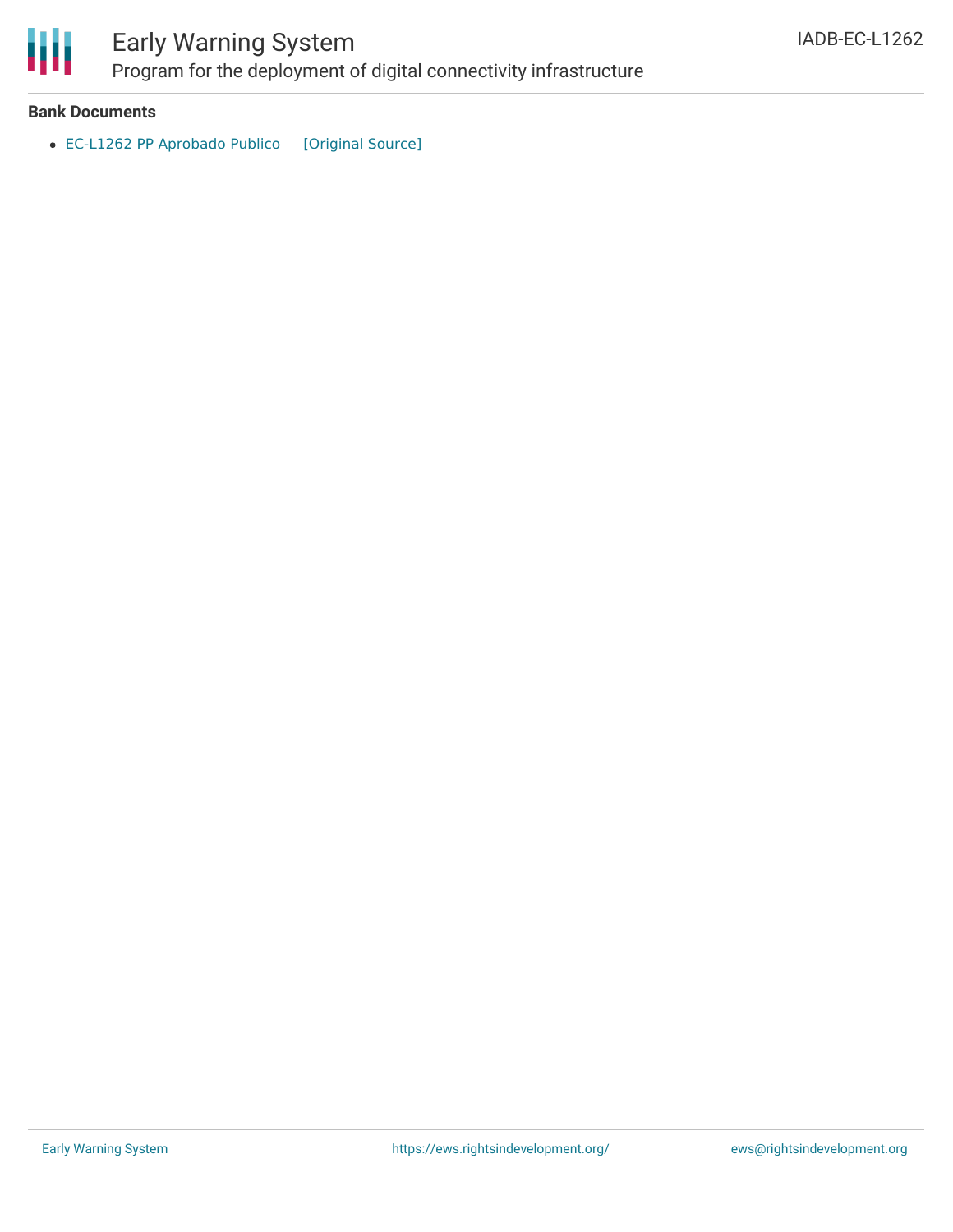**Bank Documents**

- EC-L1262 PP Aprobado Publico [Original Source]